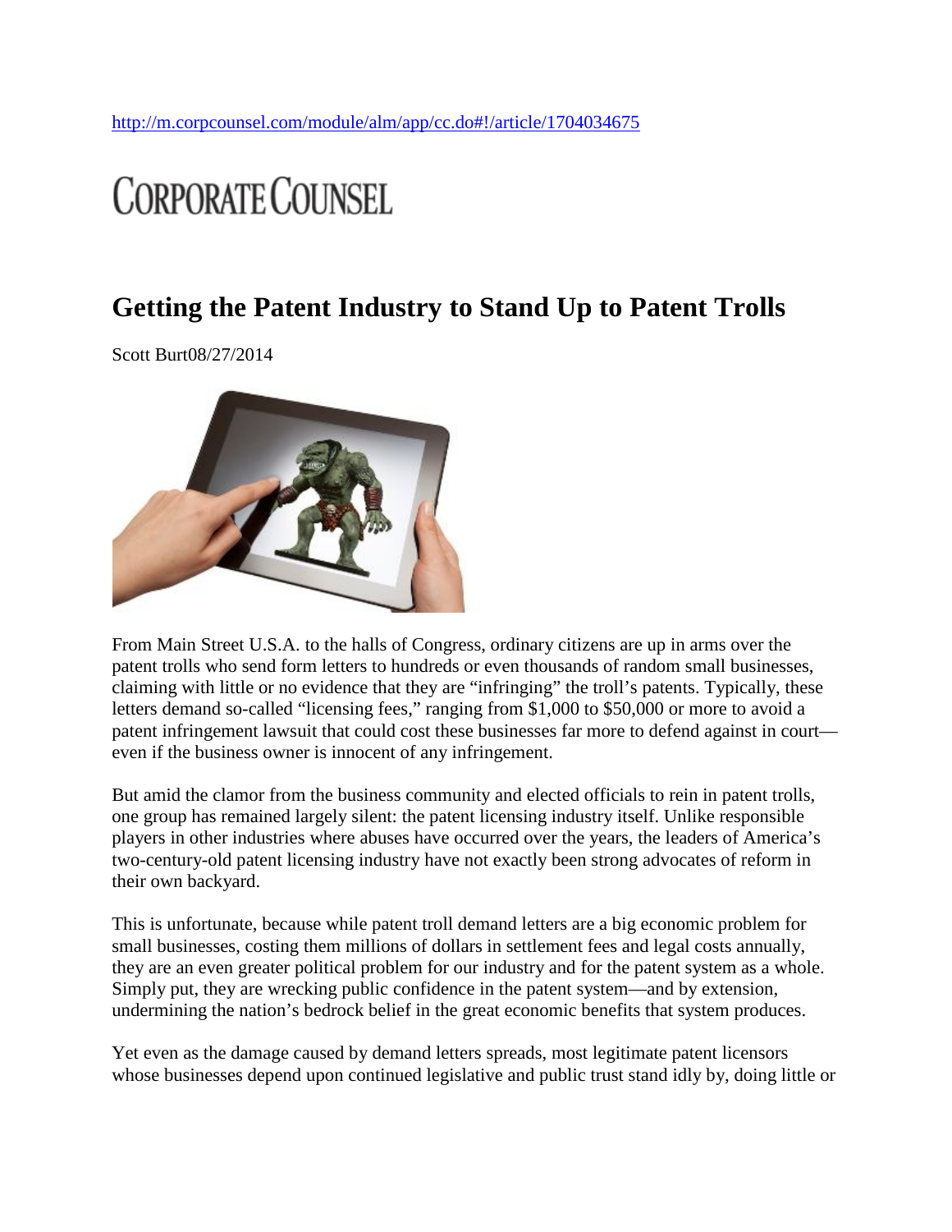http://m.corpcounsel.com/module/alm/app/cc.do#!/article/1704034675

# CORPORATE COUNSEL

## Getting the Patent Industry to Stand Up to Patent Trolls

Scott Burt08/27/2014

From Main Street U.S.A. to the halls of Congress, ordinary citizens are up in arms over the patent trolls who send form letters to hundreds or even thousands of random small businesses, claiming with little or no evidence that they are "infringing" the troll's patents. Typically, these letters demand so-called "licensing fees," ranging from $1,000 to $50,000 or more to avoid a patent infringement lawsuit that could cost these businesses far more to defend against in court—even if the business owner is innocent of any infringement.

But amid the clamor from the business community and elected officials to rein in patent trolls, one group has remained largely silent: the patent licensing industry itself. Unlike responsible players in other industries where abuses have occurred over the years, the leaders of America's two-century-old patent licensing industry have not exactly been strong advocates of reform in their own backyard.

This is unfortunate, because while patent troll demand letters are a big economic problem for small businesses, costing them millions of dollars in settlement fees and legal costs annually, they are an even greater political problem for our industry and for the patent system as a whole. Simply put, they are wrecking public confidence in the patent system—and by extension, undermining the nation's bedrock belief in the great economic benefits that system produces.

Yet even as the damage caused by demand letters spreads, most legitimate patent licensors whose businesses depend upon continued legislative and public trust stand idly by, doing little or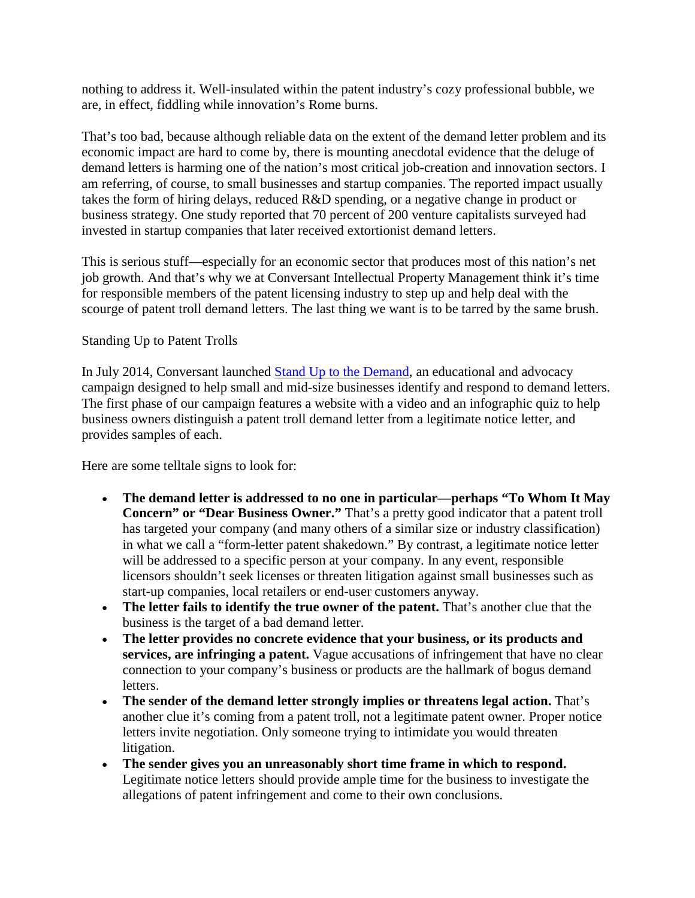nothing to address it. Well-insulated within the patent industry's cozy professional bubble, we are, in effect, fiddling while innovation's Rome burns.

That's too bad, because although reliable data on the extent of the demand letter problem and its economic impact are hard to come by, there is mounting anecdotal evidence that the deluge of demand letters is harming one of the nation's most critical job-creation and innovation sectors. I am referring, of course, to small businesses and startup companies. The reported impact usually takes the form of hiring delays, reduced R&D spending, or a negative change in product or business strategy. One study reported that 70 percent of 200 venture capitalists surveyed had invested in startup companies that later received extortionist demand letters.

This is serious stuff—especially for an economic sector that produces most of this nation's net job growth. And that's why we at Conversant Intellectual Property Management think it's time for responsible members of the patent licensing industry to step up and help deal with the scourge of patent troll demand letters. The last thing we want is to be tarred by the same brush.

Standing Up to Patent Trolls

In July 2014, Conversant launched [Stand Up to the Demand](), an educational and advocacy campaign designed to help small and mid-size businesses identify and respond to demand letters. The first phase of our campaign features a website with a video and an infographic quiz to help business owners distinguish a patent troll demand letter from a legitimate notice letter, and provides samples of each.

Here are some telltale signs to look for:

- **The demand letter is addressed to no one in particular—perhaps "To Whom It May Concern" or "Dear Business Owner."** That's a pretty good indicator that a patent troll has targeted your company (and many others of a similar size or industry classification) in what we call a "form-letter patent shakedown." By contrast, a legitimate notice letter will be addressed to a specific person at your company. In any event, responsible licensors shouldn't seek licenses or threaten litigation against small businesses such as start-up companies, local retailers or end-user customers anyway.
- **The letter fails to identify the true owner of the patent.** That's another clue that the business is the target of a bad demand letter.
- **The letter provides no concrete evidence that your business, or its products and services, are infringing a patent.** Vague accusations of infringement that have no clear connection to your company's business or products are the hallmark of bogus demand letters.
- **The sender of the demand letter strongly implies or threatens legal action.** That's another clue it's coming from a patent troll, not a legitimate patent owner. Proper notice letters invite negotiation. Only someone trying to intimidate you would threaten litigation.
- **The sender gives you an unreasonably short time frame in which to respond.** Legitimate notice letters should provide ample time for the business to investigate the allegations of patent infringement and come to their own conclusions.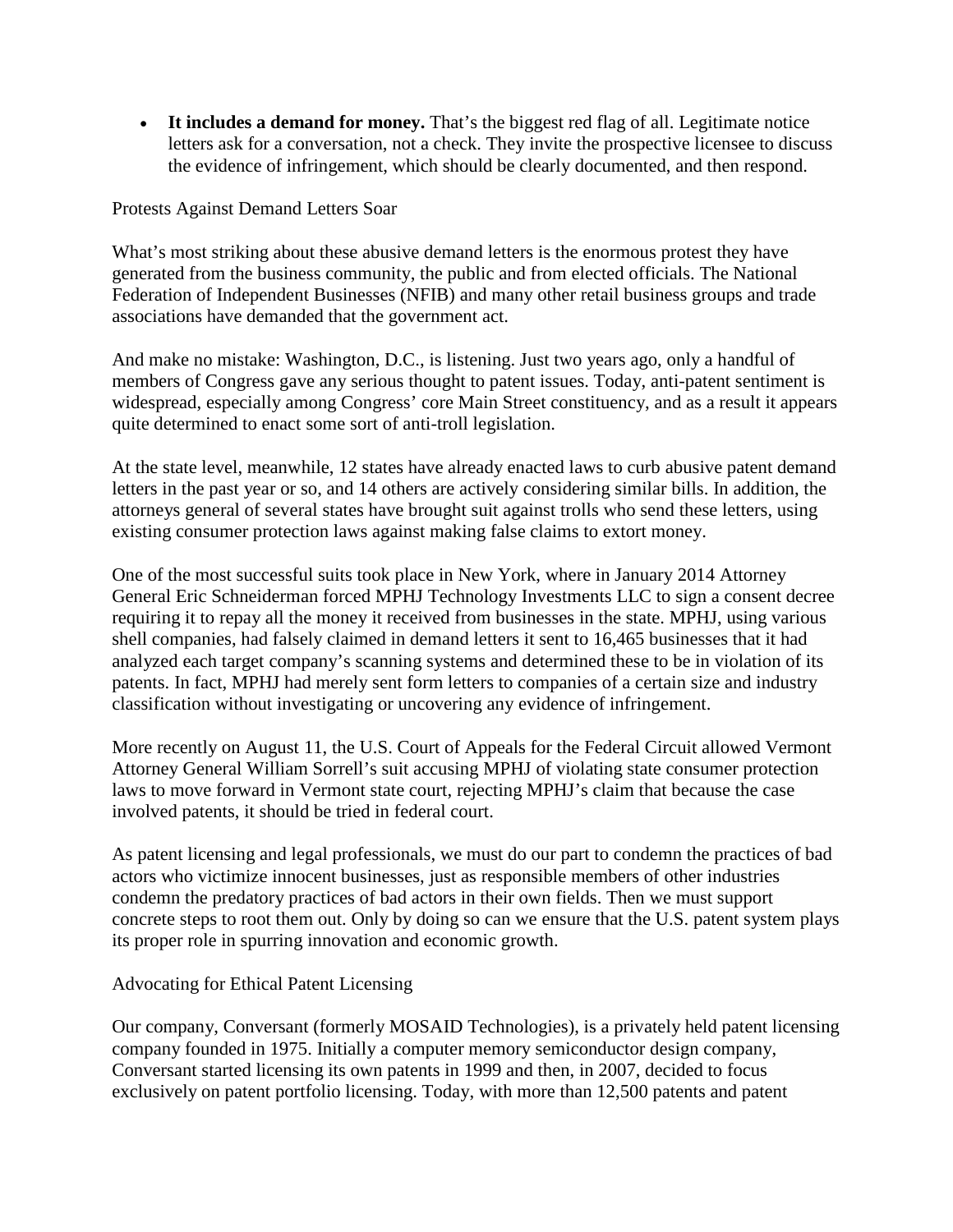- **It includes a demand for money.** That's the biggest red flag of all. Legitimate notice letters ask for a conversation, not a check. They invite the prospective licensee to discuss the evidence of infringement, which should be clearly documented, and then respond.

## Protests Against Demand Letters Soar

What's most striking about these abusive demand letters is the enormous protest they have generated from the business community, the public and from elected officials. The National Federation of Independent Businesses (NFIB) and many other retail business groups and trade associations have demanded that the government act.

And make no mistake: Washington, D.C., is listening. Just two years ago, only a handful of members of Congress gave any serious thought to patent issues. Today, anti-patent sentiment is widespread, especially among Congress' core Main Street constituency, and as a result it appears quite determined to enact some sort of anti-troll legislation.

At the state level, meanwhile, 12 states have already enacted laws to curb abusive patent demand letters in the past year or so, and 14 others are actively considering similar bills. In addition, the attorneys general of several states have brought suit against trolls who send these letters, using existing consumer protection laws against making false claims to extort money.

One of the most successful suits took place in New York, where in January 2014 Attorney General Eric Schneiderman forced MPHJ Technology Investments LLC to sign a consent decree requiring it to repay all the money it received from businesses in the state. MPHJ, using various shell companies, had falsely claimed in demand letters it sent to 16,465 businesses that it had analyzed each target company's scanning systems and determined these to be in violation of its patents. In fact, MPHJ had merely sent form letters to companies of a certain size and industry classification without investigating or uncovering any evidence of infringement.

More recently on August 11, the U.S. Court of Appeals for the Federal Circuit allowed Vermont Attorney General William Sorrell's suit accusing MPHJ of violating state consumer protection laws to move forward in Vermont state court, rejecting MPHJ's claim that because the case involved patents, it should be tried in federal court.

As patent licensing and legal professionals, we must do our part to condemn the practices of bad actors who victimize innocent businesses, just as responsible members of other industries condemn the predatory practices of bad actors in their own fields. Then we must support concrete steps to root them out. Only by doing so can we ensure that the U.S. patent system plays its proper role in spurring innovation and economic growth.

## Advocating for Ethical Patent Licensing

Our company, Conversant (formerly MOSAID Technologies), is a privately held patent licensing company founded in 1975. Initially a computer memory semiconductor design company, Conversant started licensing its own patents in 1999 and then, in 2007, decided to focus exclusively on patent portfolio licensing. Today, with more than 12,500 patents and patent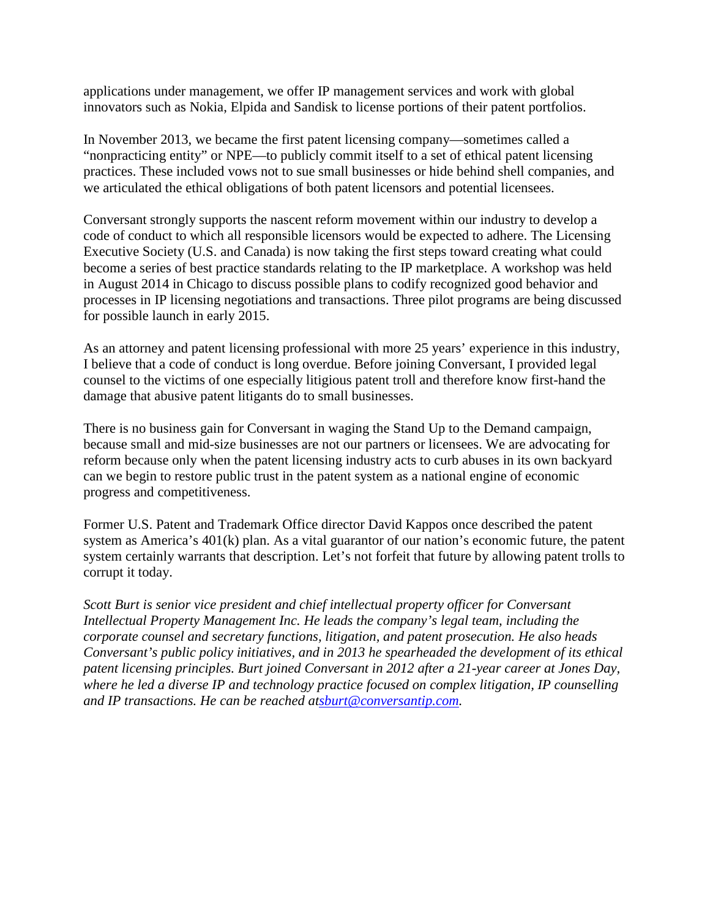applications under management, we offer IP management services and work with global innovators such as Nokia, Elpida and Sandisk to license portions of their patent portfolios.

In November 2013, we became the first patent licensing company—sometimes called a "nonpracticing entity" or NPE—to publicly commit itself to a set of ethical patent licensing practices. These included vows not to sue small businesses or hide behind shell companies, and we articulated the ethical obligations of both patent licensors and potential licensees.

Conversant strongly supports the nascent reform movement within our industry to develop a code of conduct to which all responsible licensors would be expected to adhere. The Licensing Executive Society (U.S. and Canada) is now taking the first steps toward creating what could become a series of best practice standards relating to the IP marketplace. A workshop was held in August 2014 in Chicago to discuss possible plans to codify recognized good behavior and processes in IP licensing negotiations and transactions. Three pilot programs are being discussed for possible launch in early 2015.

As an attorney and patent licensing professional with more 25 years' experience in this industry, I believe that a code of conduct is long overdue. Before joining Conversant, I provided legal counsel to the victims of one especially litigious patent troll and therefore know first-hand the damage that abusive patent litigants do to small businesses.

There is no business gain for Conversant in waging the Stand Up to the Demand campaign, because small and mid-size businesses are not our partners or licensees. We are advocating for reform because only when the patent licensing industry acts to curb abuses in its own backyard can we begin to restore public trust in the patent system as a national engine of economic progress and competitiveness.

Former U.S. Patent and Trademark Office director David Kappos once described the patent system as America's 401(k) plan. As a vital guarantor of our nation's economic future, the patent system certainly warrants that description. Let's not forfeit that future by allowing patent trolls to corrupt it today.

*Scott Burt is senior vice president and chief intellectual property officer for Conversant Intellectual Property Management Inc. He leads the company's legal team, including the corporate counsel and secretary functions, litigation, and patent prosecution. He also heads Conversant's public policy initiatives, and in 2013 he spearheaded the development of its ethical patent licensing principles. Burt joined Conversant in 2012 after a 21-year career at Jones Day, where he led a diverse IP and technology practice focused on complex litigation, IP counselling and IP transactions. He can be reached atsburt@conversantip.com.*